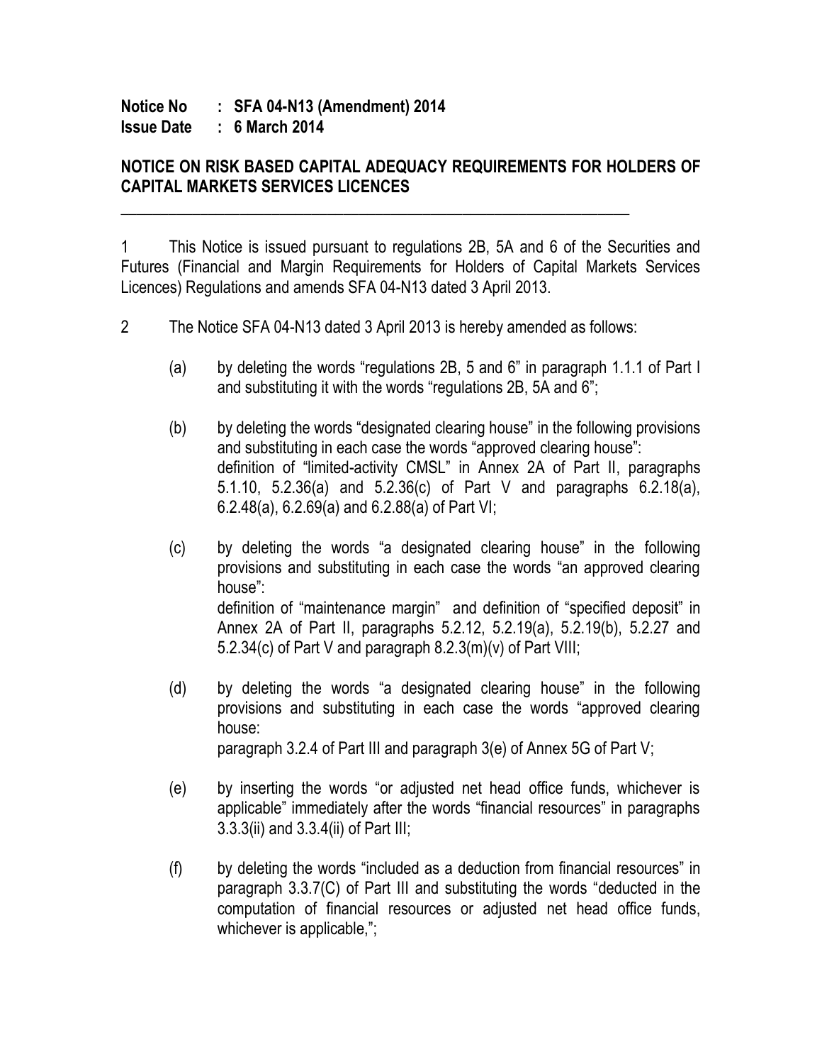**Notice No : SFA 04-N13 (Amendment) 2014**
**Issue Date : 6 March 2014**

**NOTICE ON RISK BASED CAPITAL ADEQUACY REQUIREMENTS FOR HOLDERS OF CAPITAL MARKETS SERVICES LICENCES**

---

1 This Notice is issued pursuant to regulations 2B, 5A and 6 of the Securities and Futures (Financial and Margin Requirements for Holders of Capital Markets Services Licences) Regulations and amends SFA 04-N13 dated 3 April 2013.

2 The Notice SFA 04-N13 dated 3 April 2013 is hereby amended as follows:

(a) by deleting the words "regulations 2B, 5 and 6" in paragraph 1.1.1 of Part I and substituting it with the words "regulations 2B, 5A and 6";

(b) by deleting the words "designated clearing house" in the following provisions and substituting in each case the words "approved clearing house": definition of "limited-activity CMSL" in Annex 2A of Part II, paragraphs 5.1.10, 5.2.36(a) and 5.2.36(c) of Part V and paragraphs 6.2.18(a), 6.2.48(a), 6.2.69(a) and 6.2.88(a) of Part VI;

(c) by deleting the words "a designated clearing house" in the following provisions and substituting in each case the words "an approved clearing house": definition of "maintenance margin" and definition of "specified deposit" in Annex 2A of Part II, paragraphs 5.2.12, 5.2.19(a), 5.2.19(b), 5.2.27 and 5.2.34(c) of Part V and paragraph 8.2.3(m)(v) of Part VIII;

(d) by deleting the words "a designated clearing house" in the following provisions and substituting in each case the words "approved clearing house: paragraph 3.2.4 of Part III and paragraph 3(e) of Annex 5G of Part V;

(e) by inserting the words "or adjusted net head office funds, whichever is applicable" immediately after the words "financial resources" in paragraphs 3.3.3(ii) and 3.3.4(ii) of Part III;

(f) by deleting the words "included as a deduction from financial resources" in paragraph 3.3.7(C) of Part III and substituting the words "deducted in the computation of financial resources or adjusted net head office funds, whichever is applicable,";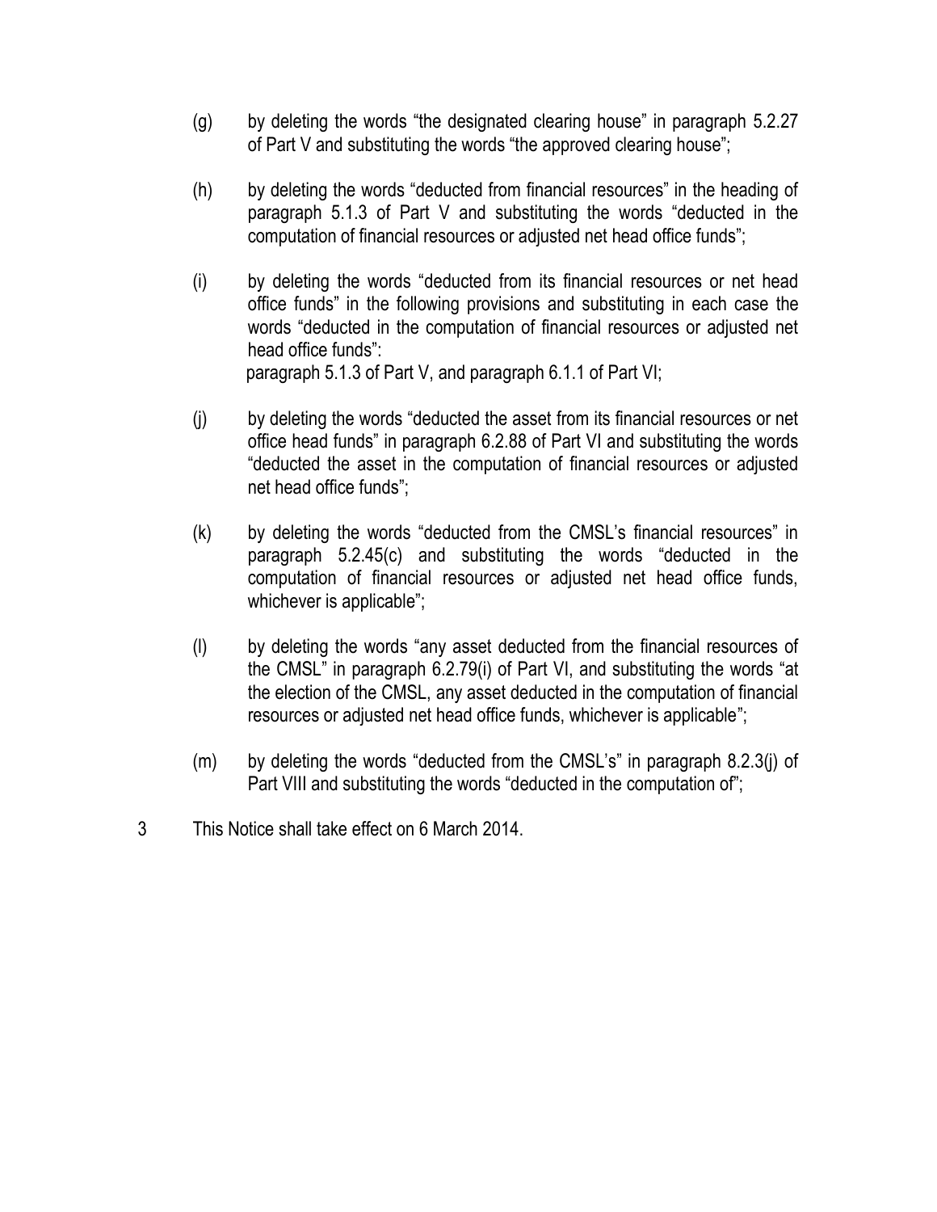(g) by deleting the words “the designated clearing house” in paragraph 5.2.27 of Part V and substituting the words “the approved clearing house”;

(h) by deleting the words “deducted from financial resources” in the heading of paragraph 5.1.3 of Part V and substituting the words “deducted in the computation of financial resources or adjusted net head office funds”;

(i) by deleting the words “deducted from its financial resources or net head office funds” in the following provisions and substituting in each case the words “deducted in the computation of financial resources or adjusted net head office funds”:
paragraph 5.1.3 of Part V, and paragraph 6.1.1 of Part VI;

(j) by deleting the words “deducted the asset from its financial resources or net office head funds” in paragraph 6.2.88 of Part VI and substituting the words “deducted the asset in the computation of financial resources or adjusted net head office funds”;

(k) by deleting the words “deducted from the CMSL’s financial resources” in paragraph 5.2.45(c) and substituting the words “deducted in the computation of financial resources or adjusted net head office funds, whichever is applicable”;

(l) by deleting the words “any asset deducted from the financial resources of the CMSL” in paragraph 6.2.79(i) of Part VI, and substituting the words “at the election of the CMSL, any asset deducted in the computation of financial resources or adjusted net head office funds, whichever is applicable”;

(m) by deleting the words “deducted from the CMSL’s” in paragraph 8.2.3(j) of Part VIII and substituting the words “deducted in the computation of”;

3 This Notice shall take effect on 6 March 2014.